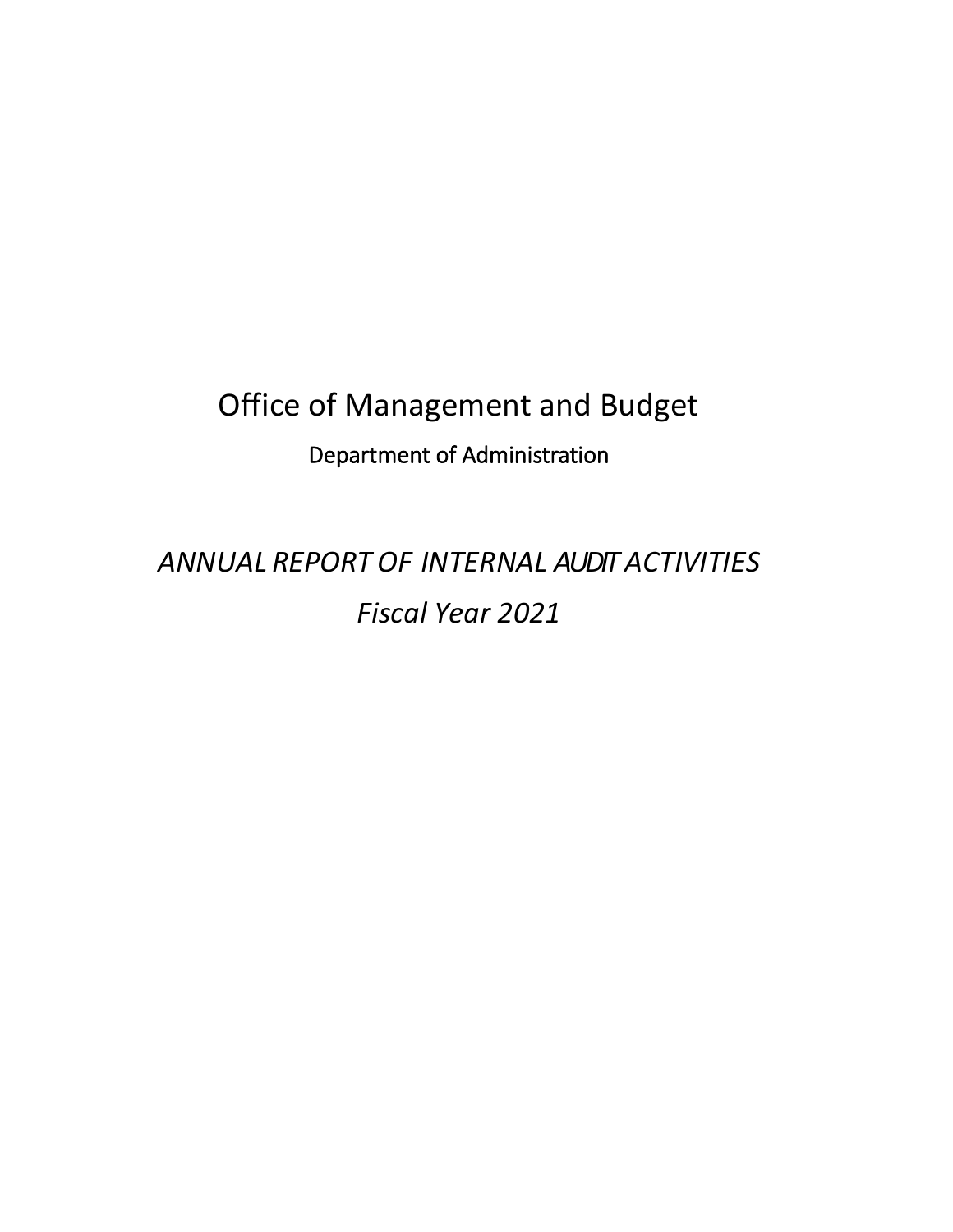# Office of Management and Budget

## Department of Administration

*ANNUAL REPORT OF INTERNAL AUDIT ACTIVITIES*

*Fiscal Year 2021*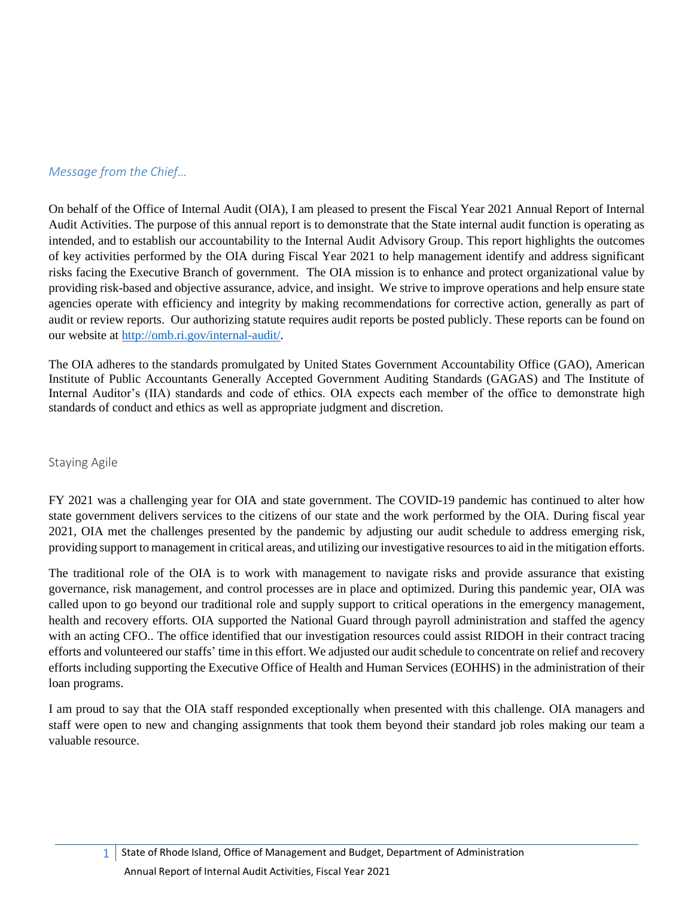*Message from the Chief…*

On behalf of the Office of Internal Audit (OIA), I am pleased to present the Fiscal Year 2021 Annual Report of Internal Audit Activities. The purpose of this annual report is to demonstrate that the State internal audit function is operating as intended, and to establish our accountability to the Internal Audit Advisory Group. This report highlights the outcomes of key activities performed by the OIA during Fiscal Year 2021 to help management identify and address significant risks facing the Executive Branch of government. The OIA mission is to enhance and protect organizational value by providing risk-based and objective assurance, advice, and insight. We strive to improve operations and help ensure state agencies operate with efficiency and integrity by making recommendations for corrective action, generally as part of audit or review reports. Our authorizing statute requires audit reports be posted publicly. These reports can be found on our website at [http://omb.ri.gov/internal-audit/](http://omb.ri.gov/internal-audit/).

The OIA adheres to the standards promulgated by United States Government Accountability Office (GAO), American Institute of Public Accountants Generally Accepted Government Auditing Standards (GAGAS) and The Institute of Internal Auditor's (IIA) standards and code of ethics. OIA expects each member of the office to demonstrate high standards of conduct and ethics as well as appropriate judgment and discretion.

## Staying Agile

FY 2021 was a challenging year for OIA and state government. The COVID-19 pandemic has continued to alter how state government delivers services to the citizens of our state and the work performed by the OIA. During fiscal year 2021, OIA met the challenges presented by the pandemic by adjusting our audit schedule to address emerging risk, providing support to management in critical areas, and utilizing our investigative resources to aid in the mitigation efforts.

The traditional role of the OIA is to work with management to navigate risks and provide assurance that existing governance, risk management, and control processes are in place and optimized. During this pandemic year, OIA was called upon to go beyond our traditional role and supply support to critical operations in the emergency management, health and recovery efforts. OIA supported the National Guard through payroll administration and staffed the agency with an acting CFO.. The office identified that our investigation resources could assist RIDOH in their contract tracing efforts and volunteered our staffs' time in this effort. We adjusted our audit schedule to concentrate on relief and recovery efforts including supporting the Executive Office of Health and Human Services (EOHHS) in the administration of their loan programs.

I am proud to say that the OIA staff responded exceptionally when presented with this challenge. OIA managers and staff were open to new and changing assignments that took them beyond their standard job roles making our team a valuable resource.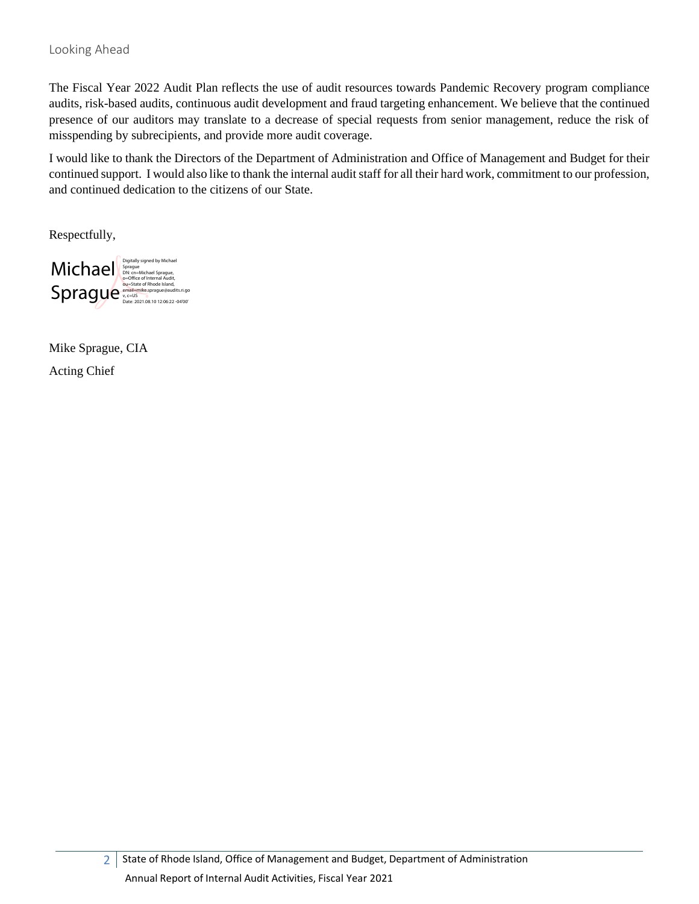## Looking Ahead

The Fiscal Year 2022 Audit Plan reflects the use of audit resources towards Pandemic Recovery program compliance audits, risk-based audits, continuous audit development and fraud targeting enhancement. We believe that the continued presence of our auditors may translate to a decrease of special requests from senior management, reduce the risk of misspending by subrecipients, and provide more audit coverage.

I would like to thank the Directors of the Department of Administration and Office of Management and Budget for their continued support. I would also like to thank the internal audit staff for all their hard work, commitment to our profession, and continued dedication to the citizens of our State.

Respectfully,

Michael Sprague

Digitally signed by Michael Sprague
DN: cn=Michael Sprague, o=Office of Internal Audit, ou=State of Rhode Island, email=mike.sprague@audits.ri.gov, c=US
Date: 2021.08.10 12:06:22 -04'00'

Mike Sprague, CIA

Acting Chief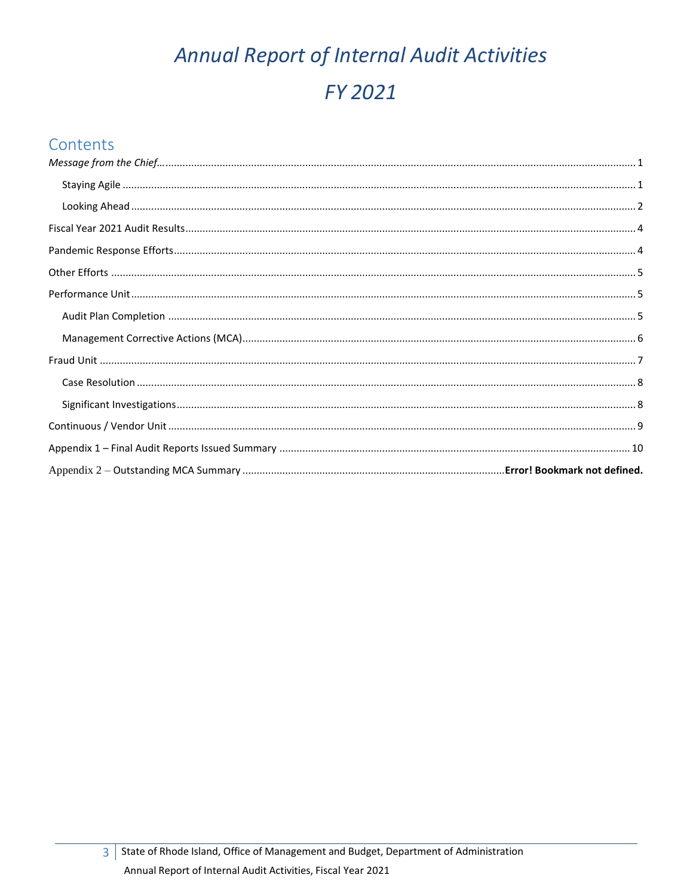# *Annual Report of Internal Audit Activities*

# *FY 2021*

## Contents

*Message from the Chief…* ........ 1

- Staying Agile ........ 1
- Looking Ahead ........ 2

Fiscal Year 2021 Audit Results ........ 4

Pandemic Response Efforts ........ 4

Other Efforts ........ 5

Performance Unit ........ 5

- Audit Plan Completion ........ 5
- Management Corrective Actions (MCA) ........ 6

Fraud Unit ........ 7

- Case Resolution ........ 8
- Significant Investigations ........ 8

Continuous / Vendor Unit ........ 9

Appendix 1 – Final Audit Reports Issued Summary ........ 10

Appendix 2 – Outstanding MCA Summary ........ **Error! Bookmark not defined.**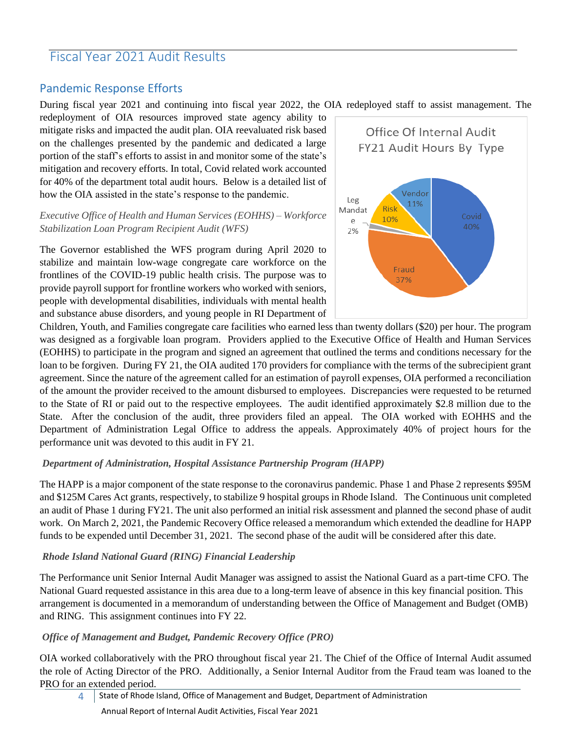# Fiscal Year 2021 Audit Results

## Pandemic Response Efforts

During fiscal year 2021 and continuing into fiscal year 2022, the OIA redeployed staff to assist management. The redeployment of OIA resources improved state agency ability to mitigate risks and impacted the audit plan. OIA reevaluated risk based on the challenges presented by the pandemic and dedicated a large portion of the staff's efforts to assist in and monitor some of the state's mitigation and recovery efforts. In total, Covid related work accounted for 40% of the department total audit hours. Below is a detailed list of how the OIA assisted in the state's response to the pandemic.

**Office Of Internal Audit FY21 Audit Hours By Type**

| Type | Percentage |
|---|---|
| Covid | 40% |
| Fraud | 37% |
| Leg Mandate | 2% |
| Risk | 10% |
| Vendor | 11% |

*Executive Office of Health and Human Services (EOHHS) – Workforce Stabilization Loan Program Recipient Audit (WFS)*

The Governor established the WFS program during April 2020 to stabilize and maintain low-wage congregate care workforce on the frontlines of the COVID-19 public health crisis. The purpose was to provide payroll support for frontline workers who worked with seniors, people with developmental disabilities, individuals with mental health and substance abuse disorders, and young people in RI Department of Children, Youth, and Families congregate care facilities who earned less than twenty dollars ($20) per hour. The program was designed as a forgivable loan program. Providers applied to the Executive Office of Health and Human Services (EOHHS) to participate in the program and signed an agreement that outlined the terms and conditions necessary for the loan to be forgiven. During FY 21, the OIA audited 170 providers for compliance with the terms of the subrecipient grant agreement. Since the nature of the agreement called for an estimation of payroll expenses, OIA performed a reconciliation of the amount the provider received to the amount disbursed to employees. Discrepancies were requested to be returned to the State of RI or paid out to the respective employees. The audit identified approximately $2.8 million due to the State. After the conclusion of the audit, three providers filed an appeal. The OIA worked with EOHHS and the Department of Administration Legal Office to address the appeals. Approximately 40% of project hours for the performance unit was devoted to this audit in FY 21.

***Department of Administration, Hospital Assistance Partnership Program (HAPP)***

The HAPP is a major component of the state response to the coronavirus pandemic. Phase 1 and Phase 2 represents $95M and $125M Cares Act grants, respectively, to stabilize 9 hospital groups in Rhode Island. The Continuous unit completed an audit of Phase 1 during FY21. The unit also performed an initial risk assessment and planned the second phase of audit work. On March 2, 2021, the Pandemic Recovery Office released a memorandum which extended the deadline for HAPP funds to be expended until December 31, 2021. The second phase of the audit will be considered after this date.

***Rhode Island National Guard (RING) Financial Leadership***

The Performance unit Senior Internal Audit Manager was assigned to assist the National Guard as a part-time CFO. The National Guard requested assistance in this area due to a long-term leave of absence in this key financial position. This arrangement is documented in a memorandum of understanding between the Office of Management and Budget (OMB) and RING. This assignment continues into FY 22.

***Office of Management and Budget, Pandemic Recovery Office (PRO)***

OIA worked collaboratively with the PRO throughout fiscal year 21. The Chief of the Office of Internal Audit assumed the role of Acting Director of the PRO. Additionally, a Senior Internal Auditor from the Fraud team was loaned to the PRO for an extended period.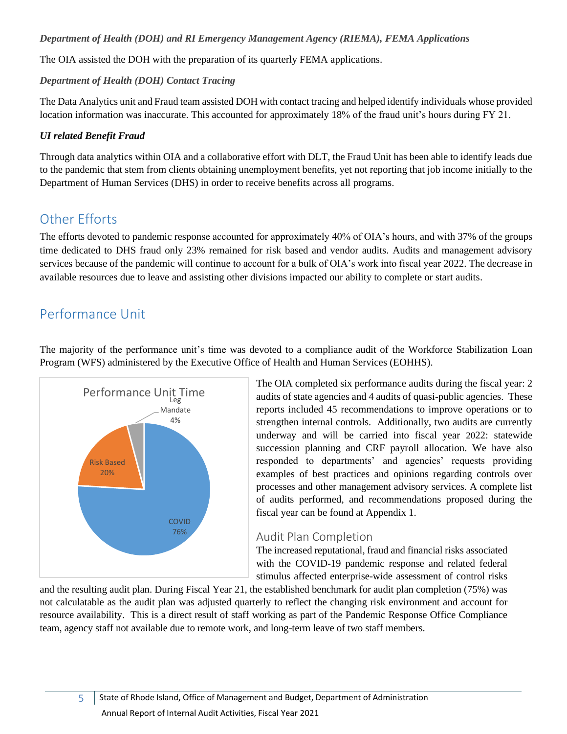*Department of Health (DOH) and RI Emergency Management Agency (RIEMA), FEMA Applications*

The OIA assisted the DOH with the preparation of its quarterly FEMA applications.

*Department of Health (DOH) Contact Tracing*

The Data Analytics unit and Fraud team assisted DOH with contact tracing and helped identify individuals whose provided location information was inaccurate. This accounted for approximately 18% of the fraud unit's hours during FY 21.

*UI related Benefit Fraud*

Through data analytics within OIA and a collaborative effort with DLT, the Fraud Unit has been able to identify leads due to the pandemic that stem from clients obtaining unemployment benefits, yet not reporting that job income initially to the Department of Human Services (DHS) in order to receive benefits across all programs.

## Other Efforts

The efforts devoted to pandemic response accounted for approximately 40% of OIA's hours, and with 37% of the groups time dedicated to DHS fraud only 23% remained for risk based and vendor audits. Audits and management advisory services because of the pandemic will continue to account for a bulk of OIA's work into fiscal year 2022. The decrease in available resources due to leave and assisting other divisions impacted our ability to complete or start audits.

## Performance Unit

The majority of the performance unit's time was devoted to a compliance audit of the Workforce Stabilization Loan Program (WFS) administered by the Executive Office of Health and Human Services (EOHHS).

Performance Unit Time

| Category | Percentage |
| --- | --- |
| COVID | 76% |
| Risk Based | 20% |
| Leg Mandate | 4% |

The OIA completed six performance audits during the fiscal year: 2 audits of state agencies and 4 audits of quasi-public agencies. These reports included 45 recommendations to improve operations or to strengthen internal controls. Additionally, two audits are currently underway and will be carried into fiscal year 2022: statewide succession planning and CRF payroll allocation. We have also responded to departments' and agencies' requests providing examples of best practices and opinions regarding controls over processes and other management advisory services. A complete list of audits performed, and recommendations proposed during the fiscal year can be found at Appendix 1.

### Audit Plan Completion

The increased reputational, fraud and financial risks associated with the COVID-19 pandemic response and related federal stimulus affected enterprise-wide assessment of control risks and the resulting audit plan. During Fiscal Year 21, the established benchmark for audit plan completion (75%) was not calculatable as the audit plan was adjusted quarterly to reflect the changing risk environment and account for resource availability. This is a direct result of staff working as part of the Pandemic Response Office Compliance team, agency staff not available due to remote work, and long-term leave of two staff members.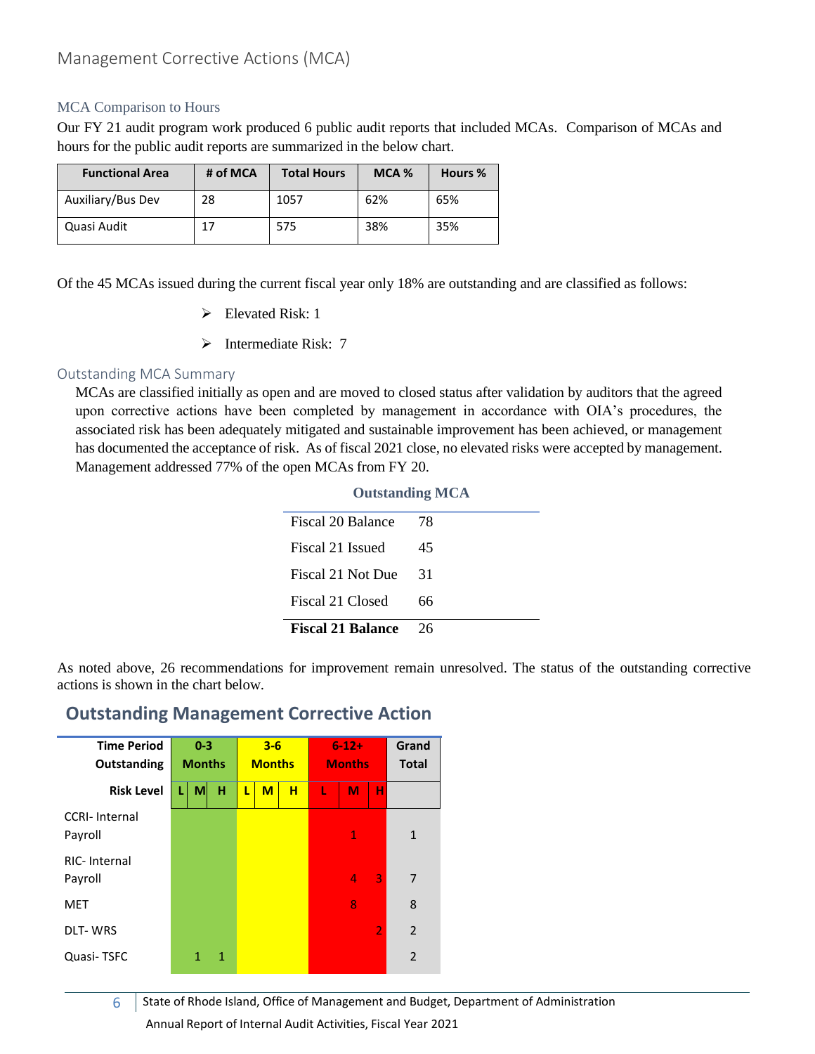# Management Corrective Actions (MCA)

## MCA Comparison to Hours

Our FY 21 audit program work produced 6 public audit reports that included MCAs. Comparison of MCAs and hours for the public audit reports are summarized in the below chart.

| Functional Area | # of MCA | Total Hours | MCA % | Hours % |
|---|---|---|---|---|
| Auxiliary/Bus Dev | 28 | 1057 | 62% | 65% |
| Quasi Audit | 17 | 575 | 38% | 35% |

Of the 45 MCAs issued during the current fiscal year only 18% are outstanding and are classified as follows:

- Elevated Risk: 1
- Intermediate Risk: 7

## Outstanding MCA Summary

MCAs are classified initially as open and are moved to closed status after validation by auditors that the agreed upon corrective actions have been completed by management in accordance with OIA's procedures, the associated risk has been adequately mitigated and sustainable improvement has been achieved, or management has documented the acceptance of risk. As of fiscal 2021 close, no elevated risks were accepted by management. Management addressed 77% of the open MCAs from FY 20.

**Outstanding MCA**

| | |
|---|---|
| Fiscal 20 Balance | 78 |
| Fiscal 21 Issued | 45 |
| Fiscal 21 Not Due | 31 |
| Fiscal 21 Closed | 66 |
| **Fiscal 21 Balance** | 26 |

As noted above, 26 recommendations for improvement remain unresolved. The status of the outstanding corrective actions is shown in the chart below.

## Outstanding Management Corrective Action

| Time Period Outstanding | 0-3 Months | | | 3-6 Months | | | 6-12+ Months | | | Grand Total |
|---|---|---|---|---|---|---|---|---|---|---|
| **Risk Level** | L | M | H | L | M | H | L | M | H | |
| CCRI- Internal Payroll | | | | | | | | 1 | | 1 |
| RIC- Internal Payroll | | | | | | | | 4 | 3 | 7 |
| MET | | | | | | | | 8 | | 8 |
| DLT- WRS | | | | | | | | | 2 | 2 |
| Quasi- TSFC | | 1 | 1 | | | | | | | 2 |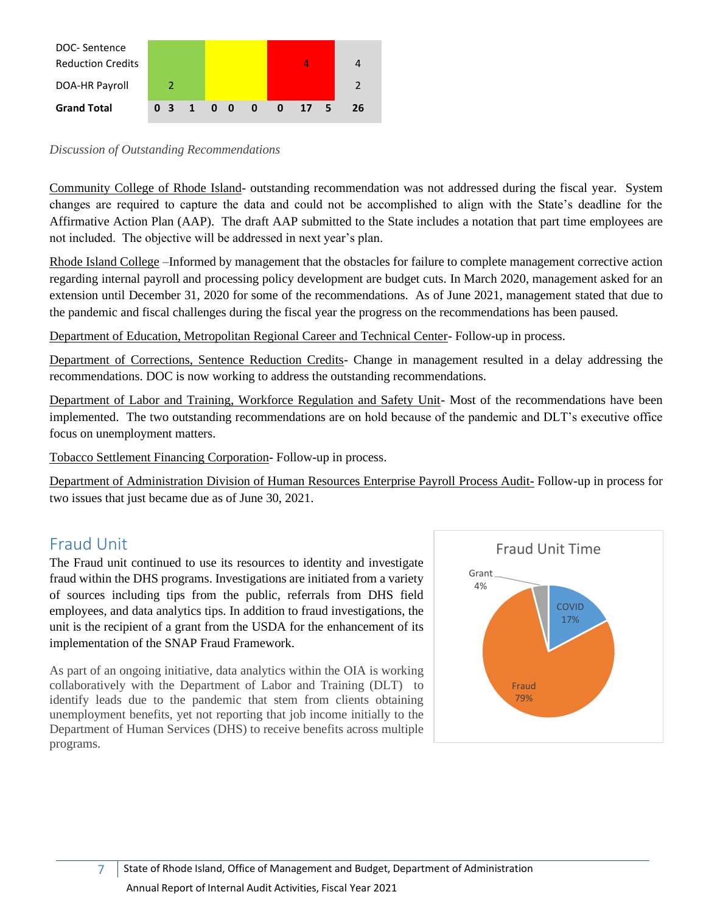| | | | | | | | | | | |
|---|---|---|---|---|---|---|---|---|---|---|
| DOC- Sentence Reduction Credits | | | | | | | | 4 | | 4 |
| DOA-HR Payroll | | 2 | | | | | | | | 2 |
| **Grand Total** | **0** | **3** | **1** | **0** | **0** | **0** | **0** | **17** | **5** | **26** |

*Discussion of Outstanding Recommendations*

Community College of Rhode Island- outstanding recommendation was not addressed during the fiscal year. System changes are required to capture the data and could not be accomplished to align with the State's deadline for the Affirmative Action Plan (AAP). The draft AAP submitted to the State includes a notation that part time employees are not included. The objective will be addressed in next year's plan.

Rhode Island College –Informed by management that the obstacles for failure to complete management corrective action regarding internal payroll and processing policy development are budget cuts. In March 2020, management asked for an extension until December 31, 2020 for some of the recommendations. As of June 2021, management stated that due to the pandemic and fiscal challenges during the fiscal year the progress on the recommendations has been paused.

Department of Education, Metropolitan Regional Career and Technical Center- Follow-up in process.

Department of Corrections, Sentence Reduction Credits- Change in management resulted in a delay addressing the recommendations. DOC is now working to address the outstanding recommendations.

Department of Labor and Training, Workforce Regulation and Safety Unit- Most of the recommendations have been implemented. The two outstanding recommendations are on hold because of the pandemic and DLT's executive office focus on unemployment matters.

Tobacco Settlement Financing Corporation- Follow-up in process.

Department of Administration Division of Human Resources Enterprise Payroll Process Audit- Follow-up in process for two issues that just became due as of June 30, 2021.

## Fraud Unit

The Fraud unit continued to use its resources to identity and investigate fraud within the DHS programs. Investigations are initiated from a variety of sources including tips from the public, referrals from DHS field employees, and data analytics tips. In addition to fraud investigations, the unit is the recipient of a grant from the USDA for the enhancement of its implementation of the SNAP Fraud Framework.

As part of an ongoing initiative, data analytics within the OIA is working collaboratively with the Department of Labor and Training (DLT) to identify leads due to the pandemic that stem from clients obtaining unemployment benefits, yet not reporting that job income initially to the Department of Human Services (DHS) to receive benefits across multiple programs.

**Fraud Unit Time**

| Category | Percentage |
|---|---|
| Grant | 4% |
| COVID | 17% |
| Fraud | 79% |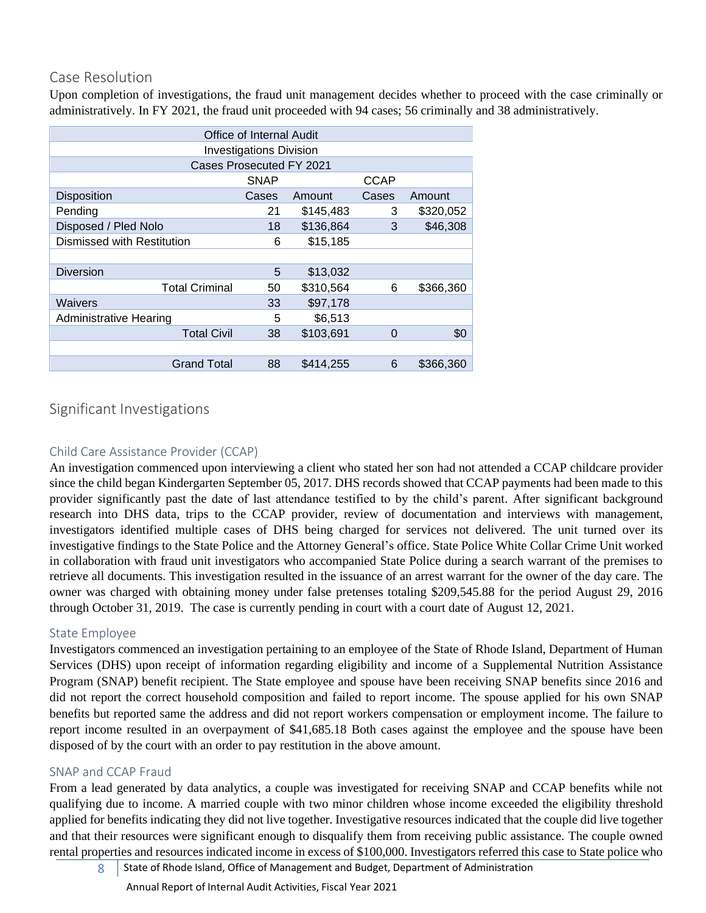## Case Resolution

Upon completion of investigations, the fraud unit management decides whether to proceed with the case criminally or administratively. In FY 2021, the fraud unit proceeded with 94 cases; 56 criminally and 38 administratively.

| Office of Internal Audit | | | | |
|---|---|---|---|---|
| Investigations Division | | | | |
| Cases Prosecuted FY 2021 | | | | |
| | SNAP | | CCAP | |
| Disposition | Cases | Amount | Cases | Amount |
| Pending | 21 | $145,483 | 3 | $320,052 |
| Disposed / Pled Nolo | 18 | $136,864 | 3 | $46,308 |
| Dismissed with Restitution | 6 | $15,185 | | |
| | | | | |
| Diversion | 5 | $13,032 | | |
| Total Criminal | 50 | $310,564 | 6 | $366,360 |
| Waivers | 33 | $97,178 | | |
| Administrative Hearing | 5 | $6,513 | | |
| Total Civil | 38 | $103,691 | 0 | $0 |
| | | | | |
| Grand Total | 88 | $414,255 | 6 | $366,360 |

## Significant Investigations

### Child Care Assistance Provider (CCAP)

An investigation commenced upon interviewing a client who stated her son had not attended a CCAP childcare provider since the child began Kindergarten September 05, 2017. DHS records showed that CCAP payments had been made to this provider significantly past the date of last attendance testified to by the child's parent. After significant background research into DHS data, trips to the CCAP provider, review of documentation and interviews with management, investigators identified multiple cases of DHS being charged for services not delivered. The unit turned over its investigative findings to the State Police and the Attorney General's office. State Police White Collar Crime Unit worked in collaboration with fraud unit investigators who accompanied State Police during a search warrant of the premises to retrieve all documents. This investigation resulted in the issuance of an arrest warrant for the owner of the day care. The owner was charged with obtaining money under false pretenses totaling $209,545.88 for the period August 29, 2016 through October 31, 2019. The case is currently pending in court with a court date of August 12, 2021.

### State Employee

Investigators commenced an investigation pertaining to an employee of the State of Rhode Island, Department of Human Services (DHS) upon receipt of information regarding eligibility and income of a Supplemental Nutrition Assistance Program (SNAP) benefit recipient. The State employee and spouse have been receiving SNAP benefits since 2016 and did not report the correct household composition and failed to report income. The spouse applied for his own SNAP benefits but reported same the address and did not report workers compensation or employment income. The failure to report income resulted in an overpayment of $41,685.18 Both cases against the employee and the spouse have been disposed of by the court with an order to pay restitution in the above amount.

### SNAP and CCAP Fraud

From a lead generated by data analytics, a couple was investigated for receiving SNAP and CCAP benefits while not qualifying due to income. A married couple with two minor children whose income exceeded the eligibility threshold applied for benefits indicating they did not live together. Investigative resources indicated that the couple did live together and that their resources were significant enough to disqualify them from receiving public assistance. The couple owned rental properties and resources indicated income in excess of $100,000. Investigators referred this case to State police who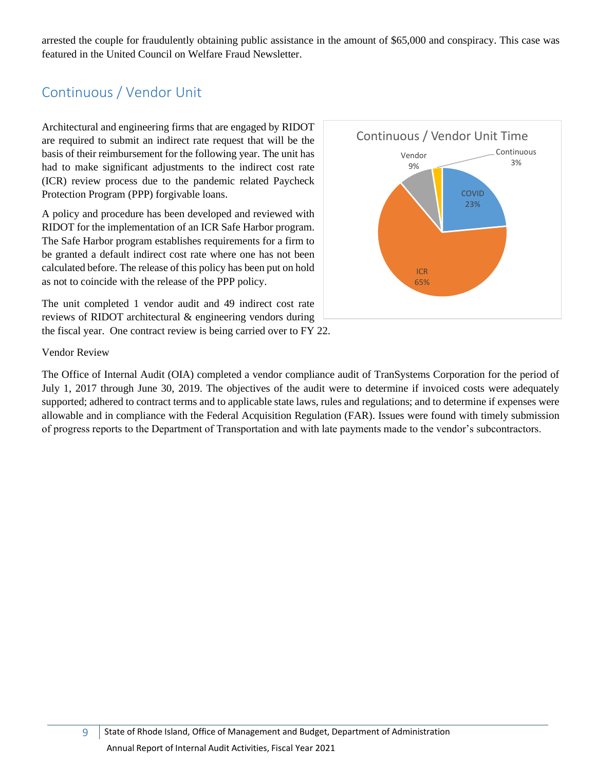arrested the couple for fraudulently obtaining public assistance in the amount of $65,000 and conspiracy. This case was featured in the United Council on Welfare Fraud Newsletter.

## Continuous / Vendor Unit

Architectural and engineering firms that are engaged by RIDOT are required to submit an indirect rate request that will be the basis of their reimbursement for the following year. The unit has had to make significant adjustments to the indirect cost rate (ICR) review process due to the pandemic related Paycheck Protection Program (PPP) forgivable loans.

A policy and procedure has been developed and reviewed with RIDOT for the implementation of an ICR Safe Harbor program. The Safe Harbor program establishes requirements for a firm to be granted a default indirect cost rate where one has not been calculated before. The release of this policy has been put on hold as not to coincide with the release of the PPP policy.

Continuous / Vendor Unit Time

| Category | Percentage |
|---|---|
| COVID | 23% |
| ICR | 65% |
| Vendor | 9% |
| Continuous | 3% |

The unit completed 1 vendor audit and 49 indirect cost rate reviews of RIDOT architectural & engineering vendors during the fiscal year. One contract review is being carried over to FY 22.

Vendor Review

The Office of Internal Audit (OIA) completed a vendor compliance audit of TranSystems Corporation for the period of July 1, 2017 through June 30, 2019. The objectives of the audit were to determine if invoiced costs were adequately supported; adhered to contract terms and to applicable state laws, rules and regulations; and to determine if expenses were allowable and in compliance with the Federal Acquisition Regulation (FAR). Issues were found with timely submission of progress reports to the Department of Transportation and with late payments made to the vendor's subcontractors.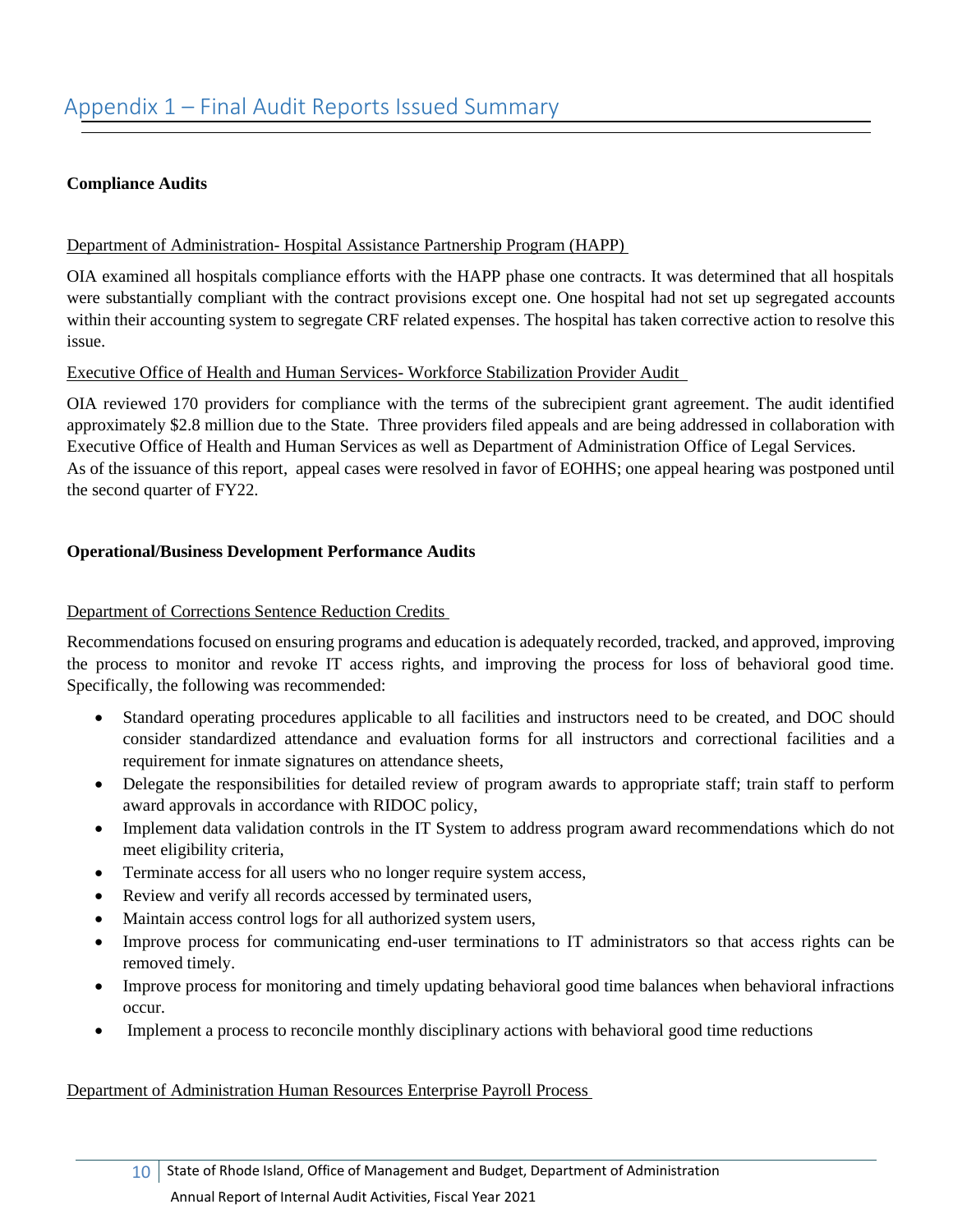# Appendix 1 – Final Audit Reports Issued Summary

**Compliance Audits**

Department of Administration- Hospital Assistance Partnership Program (HAPP)

OIA examined all hospitals compliance efforts with the HAPP phase one contracts. It was determined that all hospitals were substantially compliant with the contract provisions except one. One hospital had not set up segregated accounts within their accounting system to segregate CRF related expenses. The hospital has taken corrective action to resolve this issue.

Executive Office of Health and Human Services- Workforce Stabilization Provider Audit

OIA reviewed 170 providers for compliance with the terms of the subrecipient grant agreement. The audit identified approximately $2.8 million due to the State. Three providers filed appeals and are being addressed in collaboration with Executive Office of Health and Human Services as well as Department of Administration Office of Legal Services. As of the issuance of this report, appeal cases were resolved in favor of EOHHS; one appeal hearing was postponed until the second quarter of FY22.

**Operational/Business Development Performance Audits**

Department of Corrections Sentence Reduction Credits

Recommendations focused on ensuring programs and education is adequately recorded, tracked, and approved, improving the process to monitor and revoke IT access rights, and improving the process for loss of behavioral good time. Specifically, the following was recommended:

- Standard operating procedures applicable to all facilities and instructors need to be created, and DOC should consider standardized attendance and evaluation forms for all instructors and correctional facilities and a requirement for inmate signatures on attendance sheets,
- Delegate the responsibilities for detailed review of program awards to appropriate staff; train staff to perform award approvals in accordance with RIDOC policy,
- Implement data validation controls in the IT System to address program award recommendations which do not meet eligibility criteria,
- Terminate access for all users who no longer require system access,
- Review and verify all records accessed by terminated users,
- Maintain access control logs for all authorized system users,
- Improve process for communicating end-user terminations to IT administrators so that access rights can be removed timely.
- Improve process for monitoring and timely updating behavioral good time balances when behavioral infractions occur.
- Implement a process to reconcile monthly disciplinary actions with behavioral good time reductions

Department of Administration Human Resources Enterprise Payroll Process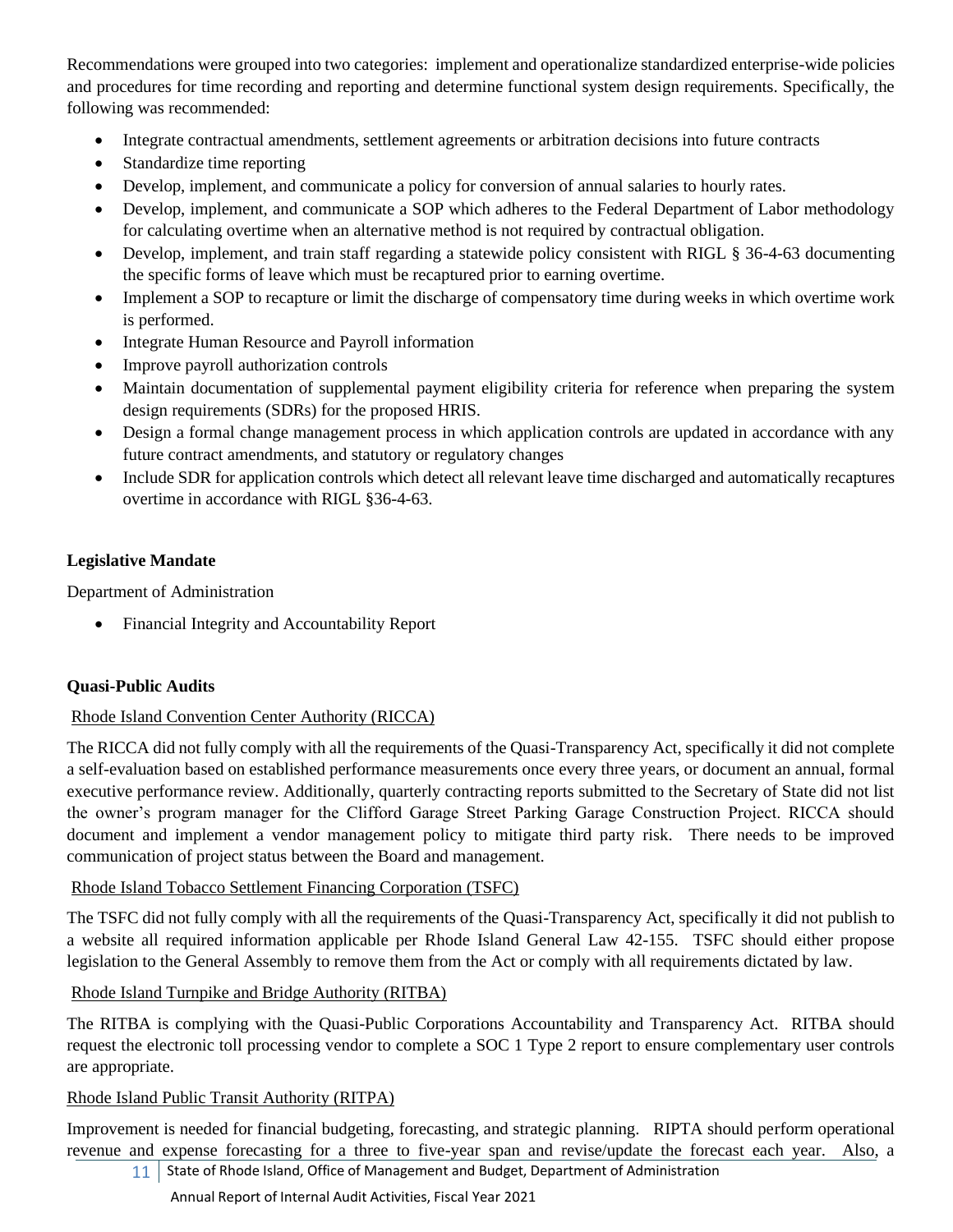Recommendations were grouped into two categories: implement and operationalize standardized enterprise-wide policies and procedures for time recording and reporting and determine functional system design requirements. Specifically, the following was recommended:

- Integrate contractual amendments, settlement agreements or arbitration decisions into future contracts
- Standardize time reporting
- Develop, implement, and communicate a policy for conversion of annual salaries to hourly rates.
- Develop, implement, and communicate a SOP which adheres to the Federal Department of Labor methodology for calculating overtime when an alternative method is not required by contractual obligation.
- Develop, implement, and train staff regarding a statewide policy consistent with RIGL § 36-4-63 documenting the specific forms of leave which must be recaptured prior to earning overtime.
- Implement a SOP to recapture or limit the discharge of compensatory time during weeks in which overtime work is performed.
- Integrate Human Resource and Payroll information
- Improve payroll authorization controls
- Maintain documentation of supplemental payment eligibility criteria for reference when preparing the system design requirements (SDRs) for the proposed HRIS.
- Design a formal change management process in which application controls are updated in accordance with any future contract amendments, and statutory or regulatory changes
- Include SDR for application controls which detect all relevant leave time discharged and automatically recaptures overtime in accordance with RIGL §36-4-63.

**Legislative Mandate**

Department of Administration

- Financial Integrity and Accountability Report

**Quasi-Public Audits**

Rhode Island Convention Center Authority (RICCA)

The RICCA did not fully comply with all the requirements of the Quasi-Transparency Act, specifically it did not complete a self-evaluation based on established performance measurements once every three years, or document an annual, formal executive performance review. Additionally, quarterly contracting reports submitted to the Secretary of State did not list the owner's program manager for the Clifford Garage Street Parking Garage Construction Project. RICCA should document and implement a vendor management policy to mitigate third party risk. There needs to be improved communication of project status between the Board and management.

Rhode Island Tobacco Settlement Financing Corporation (TSFC)

The TSFC did not fully comply with all the requirements of the Quasi-Transparency Act, specifically it did not publish to a website all required information applicable per Rhode Island General Law 42-155. TSFC should either propose legislation to the General Assembly to remove them from the Act or comply with all requirements dictated by law.

Rhode Island Turnpike and Bridge Authority (RITBA)

The RITBA is complying with the Quasi-Public Corporations Accountability and Transparency Act. RITBA should request the electronic toll processing vendor to complete a SOC 1 Type 2 report to ensure complementary user controls are appropriate.

Rhode Island Public Transit Authority (RITPA)

Improvement is needed for financial budgeting, forecasting, and strategic planning. RIPTA should perform operational revenue and expense forecasting for a three to five-year span and revise/update the forecast each year. Also, a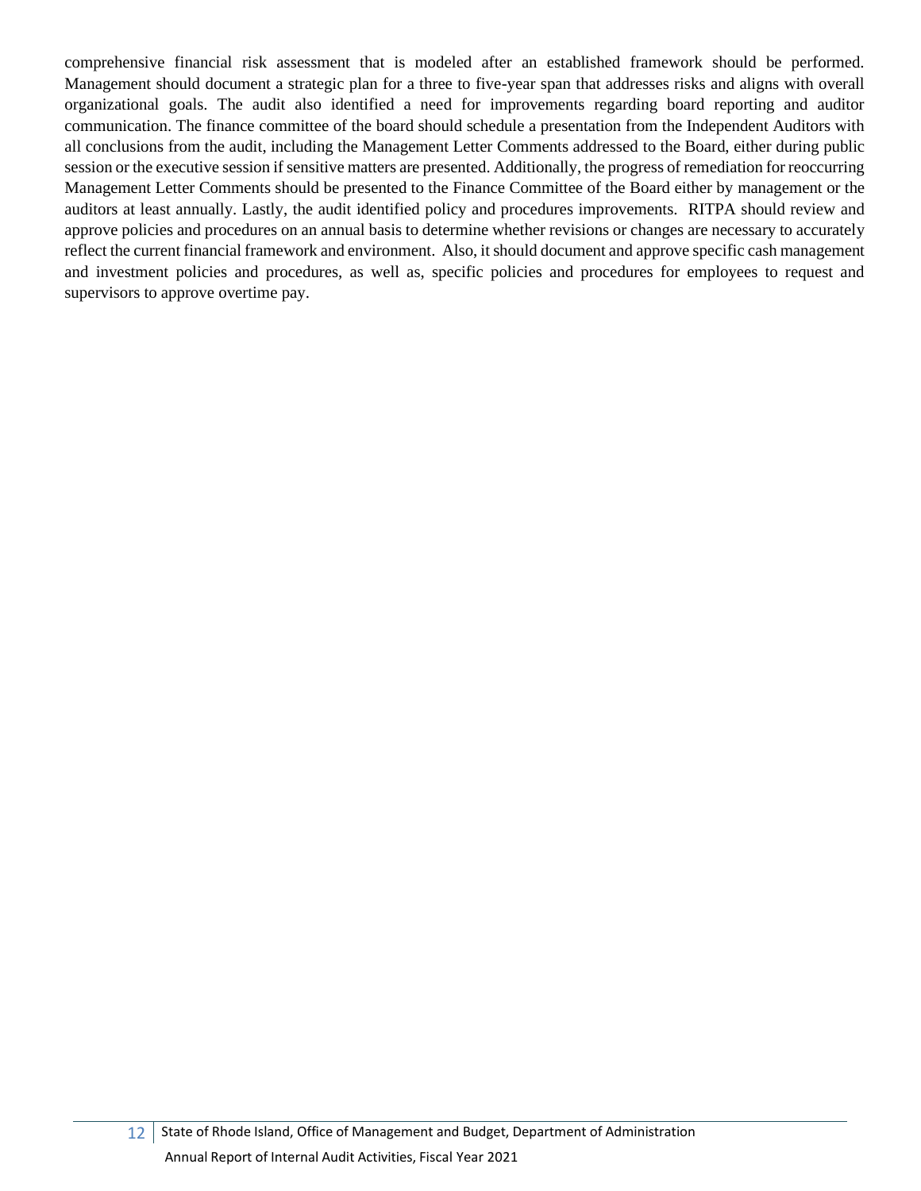comprehensive financial risk assessment that is modeled after an established framework should be performed. Management should document a strategic plan for a three to five-year span that addresses risks and aligns with overall organizational goals. The audit also identified a need for improvements regarding board reporting and auditor communication. The finance committee of the board should schedule a presentation from the Independent Auditors with all conclusions from the audit, including the Management Letter Comments addressed to the Board, either during public session or the executive session if sensitive matters are presented. Additionally, the progress of remediation for reoccurring Management Letter Comments should be presented to the Finance Committee of the Board either by management or the auditors at least annually. Lastly, the audit identified policy and procedures improvements. RITPA should review and approve policies and procedures on an annual basis to determine whether revisions or changes are necessary to accurately reflect the current financial framework and environment. Also, it should document and approve specific cash management and investment policies and procedures, as well as, specific policies and procedures for employees to request and supervisors to approve overtime pay.